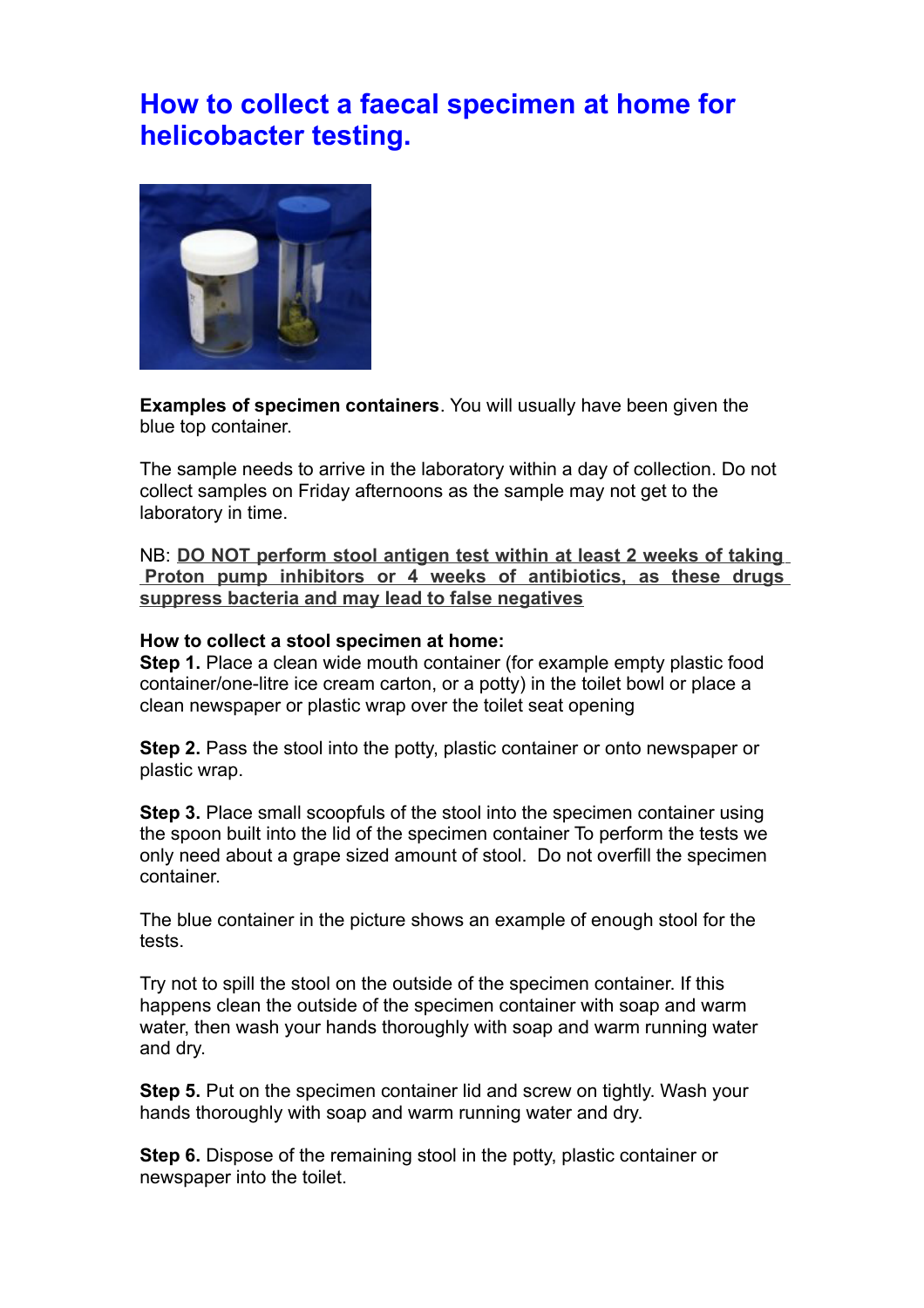# How to collect a faecal specimen at home for helicobacter testing.

**Examples of specimen containers**. You will usually have been given the blue top container.

The sample needs to arrive in the laboratory within a day of collection. Do not collect samples on Friday afternoons as the sample may not get to the laboratory in time.

NB: **DO NOT perform stool antigen test within at least 2 weeks of taking Proton pump inhibitors or 4 weeks of antibiotics, as these drugs suppress bacteria and may lead to false negatives**

**How to collect a stool specimen at home:**

**Step 1.** Place a clean wide mouth container (for example empty plastic food container/one-litre ice cream carton, or a potty) in the toilet bowl or place a clean newspaper or plastic wrap over the toilet seat opening

**Step 2.** Pass the stool into the potty, plastic container or onto newspaper or plastic wrap.

**Step 3.** Place small scoopfuls of the stool into the specimen container using the spoon built into the lid of the specimen container To perform the tests we only need about a grape sized amount of stool. Do not overfill the specimen container.

The blue container in the picture shows an example of enough stool for the tests.

Try not to spill the stool on the outside of the specimen container. If this happens clean the outside of the specimen container with soap and warm water, then wash your hands thoroughly with soap and warm running water and dry.

**Step 5.** Put on the specimen container lid and screw on tightly. Wash your hands thoroughly with soap and warm running water and dry.

**Step 6.** Dispose of the remaining stool in the potty, plastic container or newspaper into the toilet.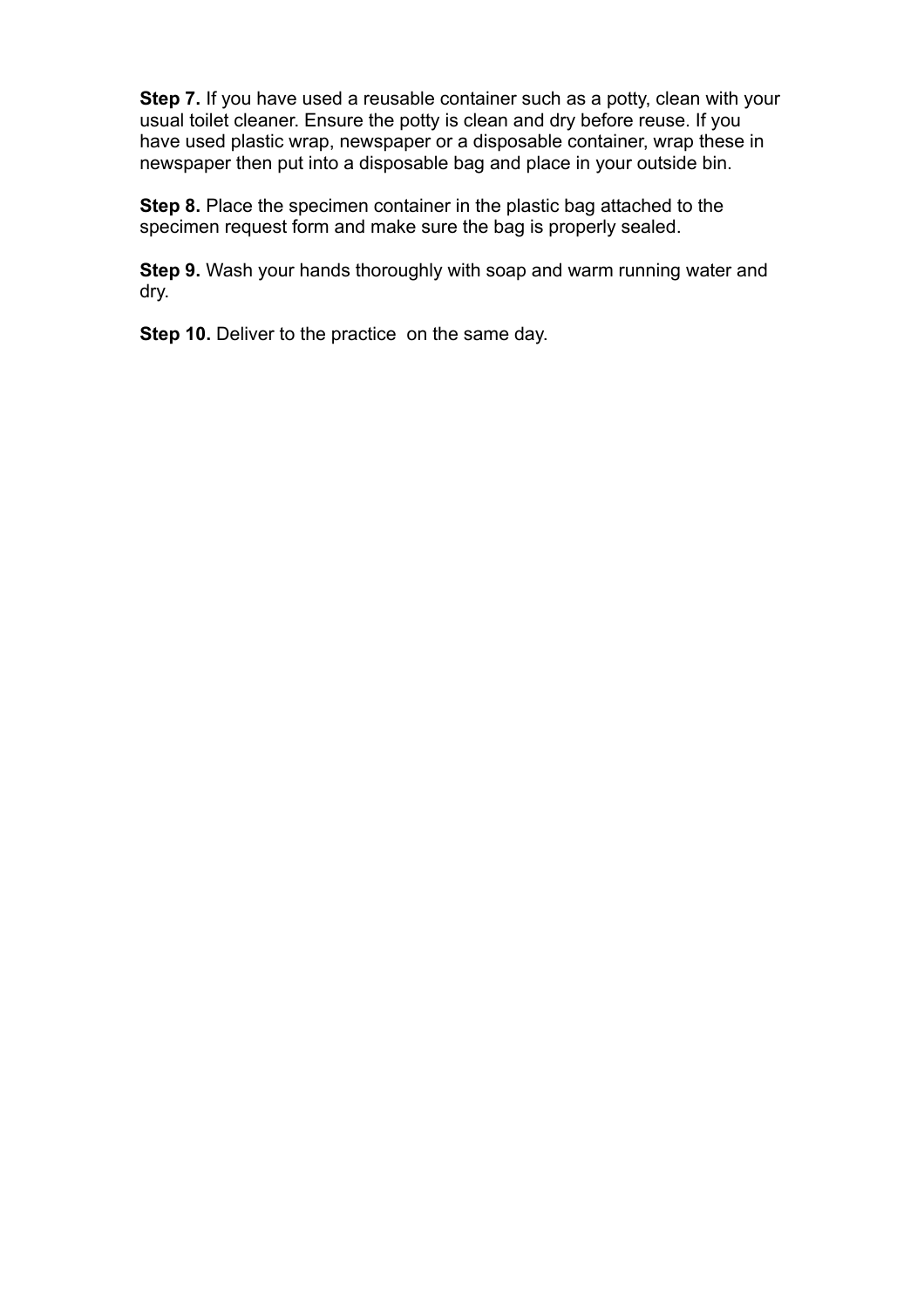**Step 7.** If you have used a reusable container such as a potty, clean with your usual toilet cleaner. Ensure the potty is clean and dry before reuse. If you have used plastic wrap, newspaper or a disposable container, wrap these in newspaper then put into a disposable bag and place in your outside bin.

**Step 8.** Place the specimen container in the plastic bag attached to the specimen request form and make sure the bag is properly sealed.

**Step 9.** Wash your hands thoroughly with soap and warm running water and dry.

**Step 10.** Deliver to the practice on the same day.